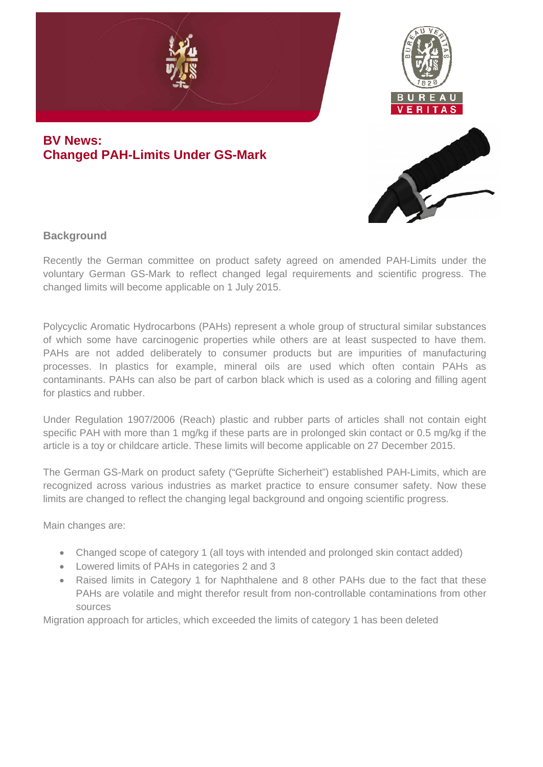# BV News: Changed PAH-Limits Under GS-Mark

## Background

Recently the German committee on product safety agreed on amended PAH-Limits under the voluntary German GS-Mark to reflect changed legal requirements and scientific progress. The changed limits will become applicable on 1 July 2015.

Polycyclic Aromatic Hydrocarbons (PAHs) represent a whole group of structural similar substances of which some have carcinogenic properties while others are at least suspected to have them. PAHs are not added deliberately to consumer products but are impurities of manufacturing processes. In plastics for example, mineral oils are used which often contain PAHs as contaminants. PAHs can also be part of carbon black which is used as a coloring and filling agent for plastics and rubber.

Under Regulation 1907/2006 (Reach) plastic and rubber parts of articles shall not contain eight specific PAH with more than 1 mg/kg if these parts are in prolonged skin contact or 0.5 mg/kg if the article is a toy or childcare article. These limits will become applicable on 27 December 2015.

The German GS-Mark on product safety ("Geprüfte Sicherheit") established PAH-Limits, which are recognized across various industries as market practice to ensure consumer safety. Now these limits are changed to reflect the changing legal background and ongoing scientific progress.

Main changes are:

- Changed scope of category 1 (all toys with intended and prolonged skin contact added)
- Lowered limits of PAHs in categories 2 and 3
- Raised limits in Category 1 for Naphthalene and 8 other PAHs due to the fact that these PAHs are volatile and might therefor result from non-controllable contaminations from other sources

Migration approach for articles, which exceeded the limits of category 1 has been deleted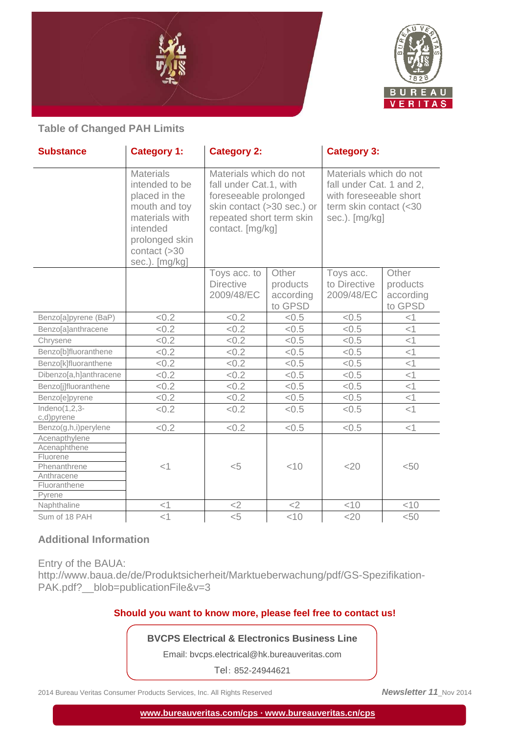## Table of Changed PAH Limits

| Substance | Category 1: | Category 2: | | Category 3: | |
|---|---|---|---|---|---|
| | Materials intended to be placed in the mouth and toy materials with intended prolonged skin contact (>30 sec.). [mg/kg] | Materials which do not fall under Cat.1, with foreseeable prolonged skin contact (>30 sec.) or repeated short term skin contact. [mg/kg] | | Materials which do not fall under Cat. 1 and 2, with foreseeable short term skin contact (<30 sec.). [mg/kg] | |
| | | Toys acc. to Directive 2009/48/EC | Other products according to GPSD | Toys acc. to Directive 2009/48/EC | Other products according to GPSD |
| Benzo[a]pyrene (BaP) | <0.2 | <0.2 | <0.5 | <0.5 | <1 |
| Benzo[a]anthracene | <0.2 | <0.2 | <0.5 | <0.5 | <1 |
| Chrysene | <0.2 | <0.2 | <0.5 | <0.5 | <1 |
| Benzo[b]fluoranthene | <0.2 | <0.2 | <0.5 | <0.5 | <1 |
| Benzo[k]fluoranthene | <0.2 | <0.2 | <0.5 | <0.5 | <1 |
| Dibenzo[a,h]anthracene | <0.2 | <0.2 | <0.5 | <0.5 | <1 |
| Benzo[j]fluoranthene | <0.2 | <0.2 | <0.5 | <0.5 | <1 |
| Benzo[e]pyrene | <0.2 | <0.2 | <0.5 | <0.5 | <1 |
| Indeno(1,2,3-c,d)pyrene | <0.2 | <0.2 | <0.5 | <0.5 | <1 |
| Benzo(g,h,i)perylene | <0.2 | <0.2 | <0.5 | <0.5 | <1 |
| Acenapthylene<br>Acenaphthene<br>Fluorene<br>Phenanthrene<br>Anthracene<br>Fluoranthene<br>Pyrene | <1 | <5 | <10 | <20 | <50 |
| Naphthaline | <1 | <2 | <2 | <10 | <10 |
| Sum of 18 PAH | <1 | <5 | <10 | <20 | <50 |

## Additional Information

Entry of the BAUA:
http://www.baua.de/de/Produktsicherheit/Marktueberwachung/pdf/GS-Spezifikation-PAK.pdf?__blob=publicationFile&v=3

**Should you want to know more, please feel free to contact us!**

**BVCPS Electrical & Electronics Business Line**

Email: bvcps.electrical@hk.bureauveritas.com

Tel：852-24944621

2014 Bureau Veritas Consumer Products Services, Inc. All Rights Reserved

***Newsletter 11***_Nov 2014

**www.bureauveritas.com/cps · www.bureauveritas.cn/cps**